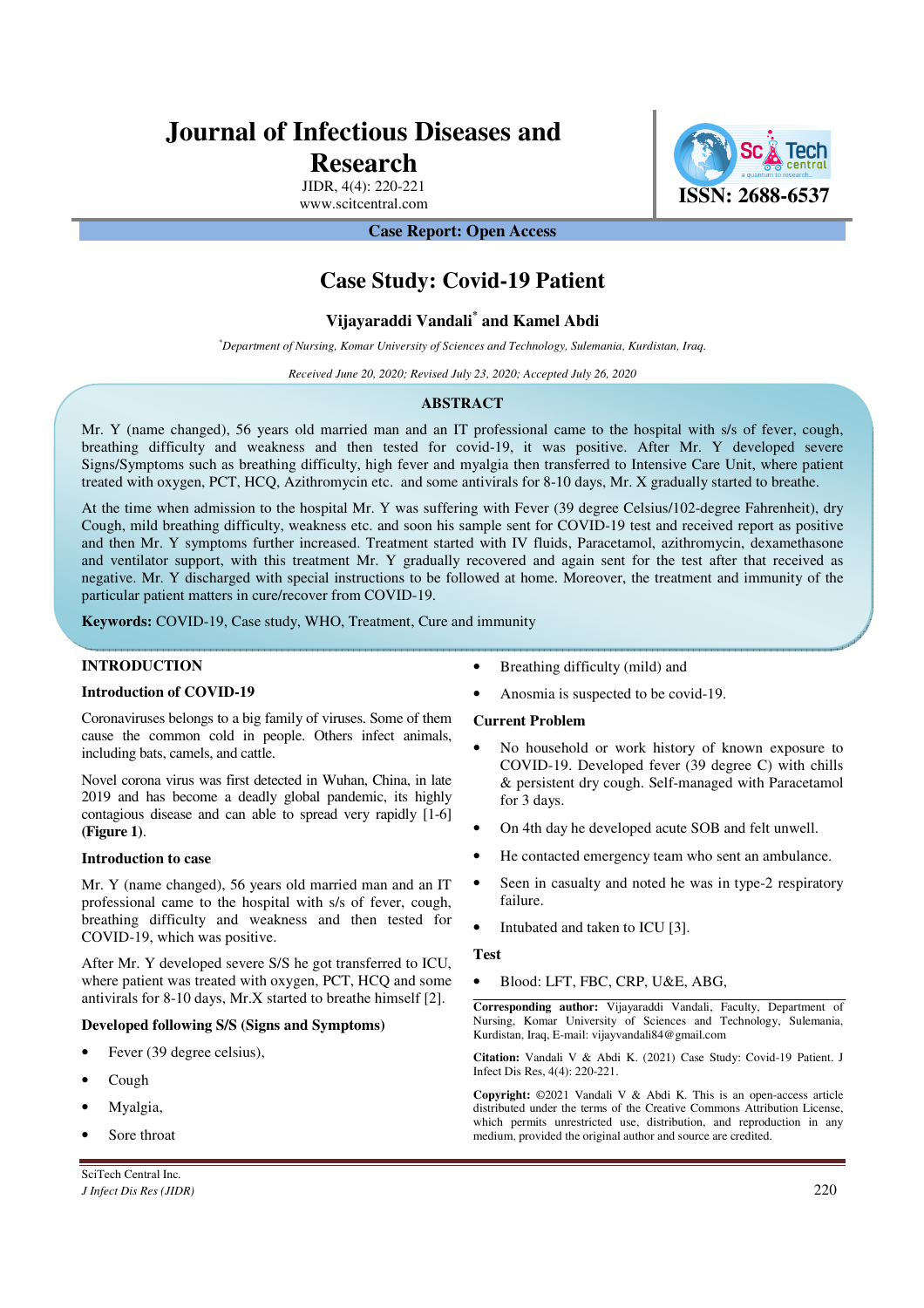# Journal of Infectious Diseases and Research

ISSN: 2688-6537

**Case Report: Open Access**

## Case Study: Covid-19 Patient

**Vijayaraddi Vandali[*] and Kamel Abdi**

*[*]Department of Nursing, Komar University of Sciences and Technology, Sulemania, Kurdistan, Iraq.*

*Received June 20, 2020; Revised July 23, 2020; Accepted July 26, 2020*

### ABSTRACT

Mr. Y (name changed), 56 years old married man and an IT professional came to the hospital with s/s of fever, cough, breathing difficulty and weakness and then tested for covid-19, it was positive. After Mr. Y developed severe Signs/Symptoms such as breathing difficulty, high fever and myalgia then transferred to Intensive Care Unit, where patient treated with oxygen, PCT, HCQ, Azithromycin etc. and some antivirals for 8-10 days, Mr. X gradually started to breathe.

At the time when admission to the hospital Mr. Y was suffering with Fever (39 degree Celsius/102-degree Fahrenheit), dry Cough, mild breathing difficulty, weakness etc. and soon his sample sent for COVID-19 test and received report as positive and then Mr. Y symptoms further increased. Treatment started with IV fluids, Paracetamol, azithromycin, dexamethasone and ventilator support, with this treatment Mr. Y gradually recovered and again sent for the test after that received as negative. Mr. Y discharged with special instructions to be followed at home. Moreover, the treatment and immunity of the particular patient matters in cure/recover from COVID-19.

**Keywords:** COVID-19, Case study, WHO, Treatment, Cure and immunity

### INTRODUCTION

#### Introduction of COVID-19

Coronaviruses belongs to a big family of viruses. Some of them cause the common cold in people. Others infect animals, including bats, camels, and cattle.

Novel corona virus was first detected in Wuhan, China, in late 2019 and has become a deadly global pandemic, its highly contagious disease and can able to spread very rapidly [1-6] **(Figure 1)**.

#### Introduction to case

Mr. Y (name changed), 56 years old married man and an IT professional came to the hospital with s/s of fever, cough, breathing difficulty and weakness and then tested for COVID-19, which was positive.

After Mr. Y developed severe S/S he got transferred to ICU, where patient was treated with oxygen, PCT, HCQ and some antivirals for 8-10 days, Mr.X started to breathe himself [2].

#### Developed following S/S (Signs and Symptoms)

- Fever (39 degree celsius),
- Cough
- Myalgia,
- Sore throat
- Breathing difficulty (mild) and
- Anosmia is suspected to be covid-19.

#### Current Problem

- No household or work history of known exposure to COVID-19. Developed fever (39 degree C) with chills & persistent dry cough. Self-managed with Paracetamol for 3 days.
- On 4th day he developed acute SOB and felt unwell.
- He contacted emergency team who sent an ambulance.
- Seen in casualty and noted he was in type-2 respiratory failure.
- Intubated and taken to ICU [3].

#### Test

- Blood: LFT, FBC, CRP, U&E, ABG,

**Corresponding author:** Vijayaraddi Vandali, Faculty, Department of Nursing, Komar University of Sciences and Technology, Sulemania, Kurdistan, Iraq, E-mail: vijayvandali84@gmail.com

**Citation:** Vandali V & Abdi K. (2021) Case Study: Covid-19 Patient. J Infect Dis Res, 4(4): 220-221.

**Copyright:** ©2021 Vandali V & Abdi K. This is an open-access article distributed under the terms of the Creative Commons Attribution License, which permits unrestricted use, distribution, and reproduction in any medium, provided the original author and source are credited.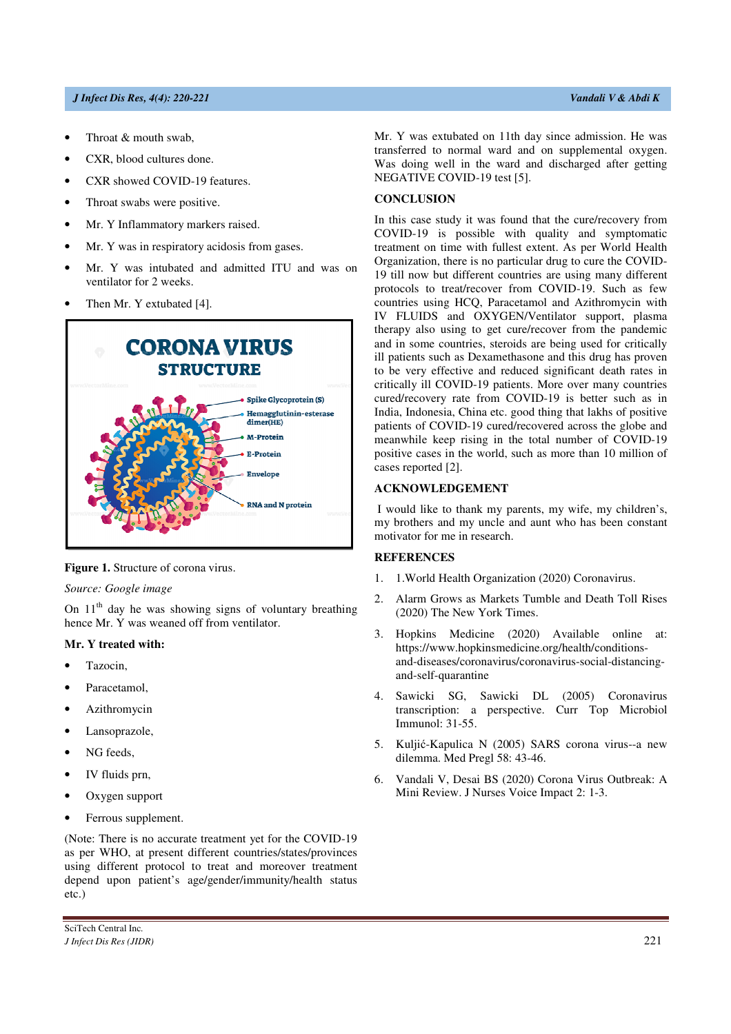- Throat & mouth swab,
- CXR, blood cultures done.
- CXR showed COVID-19 features.
- Throat swabs were positive.
- Mr. Y Inflammatory markers raised.
- Mr. Y was in respiratory acidosis from gases.
- Mr. Y was intubated and admitted ITU and was on ventilator for 2 weeks.
- Then Mr. Y extubated [4].

CORONA VIRUS
STRUCTURE

Spike Glycoprotein (S)
Hemagglutinin-esterase dimer(HE)
M-Protein
E-Protein
Envelope
RNA and N protein

**Figure 1.** Structure of corona virus.

*Source: Google image*

On 11th day he was showing signs of voluntary breathing hence Mr. Y was weaned off from ventilator.

**Mr. Y treated with:**

- Tazocin,
- Paracetamol,
- Azithromycin
- Lansoprazole,
- NG feeds,
- IV fluids prn,
- Oxygen support
- Ferrous supplement.

(Note: There is no accurate treatment yet for the COVID-19 as per WHO, at present different countries/states/provinces using different protocol to treat and moreover treatment depend upon patient's age/gender/immunity/health status etc.)

Mr. Y was extubated on 11th day since admission. He was transferred to normal ward and on supplemental oxygen. Was doing well in the ward and discharged after getting NEGATIVE COVID-19 test [5].

## CONCLUSION

In this case study it was found that the cure/recovery from COVID-19 is possible with quality and symptomatic treatment on time with fullest extent. As per World Health Organization, there is no particular drug to cure the COVID-19 till now but different countries are using many different protocols to treat/recover from COVID-19. Such as few countries using HCQ, Paracetamol and Azithromycin with IV FLUIDS and OXYGEN/Ventilator support, plasma therapy also using to get cure/recover from the pandemic and in some countries, steroids are being used for critically ill patients such as Dexamethasone and this drug has proven to be very effective and reduced significant death rates in critically ill COVID-19 patients. More over many countries cured/recovery rate from COVID-19 is better such as in India, Indonesia, China etc. good thing that lakhs of positive patients of COVID-19 cured/recovered across the globe and meanwhile keep rising in the total number of COVID-19 positive cases in the world, such as more than 10 million of cases reported [2].

## ACKNOWLEDGEMENT

I would like to thank my parents, my wife, my children's, my brothers and my uncle and aunt who has been constant motivator for me in research.

## REFERENCES

1. 1.World Health Organization (2020) Coronavirus.
2. Alarm Grows as Markets Tumble and Death Toll Rises (2020) The New York Times.
3. Hopkins Medicine (2020) Available online at: https://www.hopkinsmedicine.org/health/conditions-and-diseases/coronavirus/coronavirus-social-distancing-and-self-quarantine
4. Sawicki SG, Sawicki DL (2005) Coronavirus transcription: a perspective. Curr Top Microbiol Immunol: 31-55.
5. Kuljić-Kapulica N (2005) SARS corona virus--a new dilemma. Med Pregl 58: 43-46.
6. Vandali V, Desai BS (2020) Corona Virus Outbreak: A Mini Review. J Nurses Voice Impact 2: 1-3.